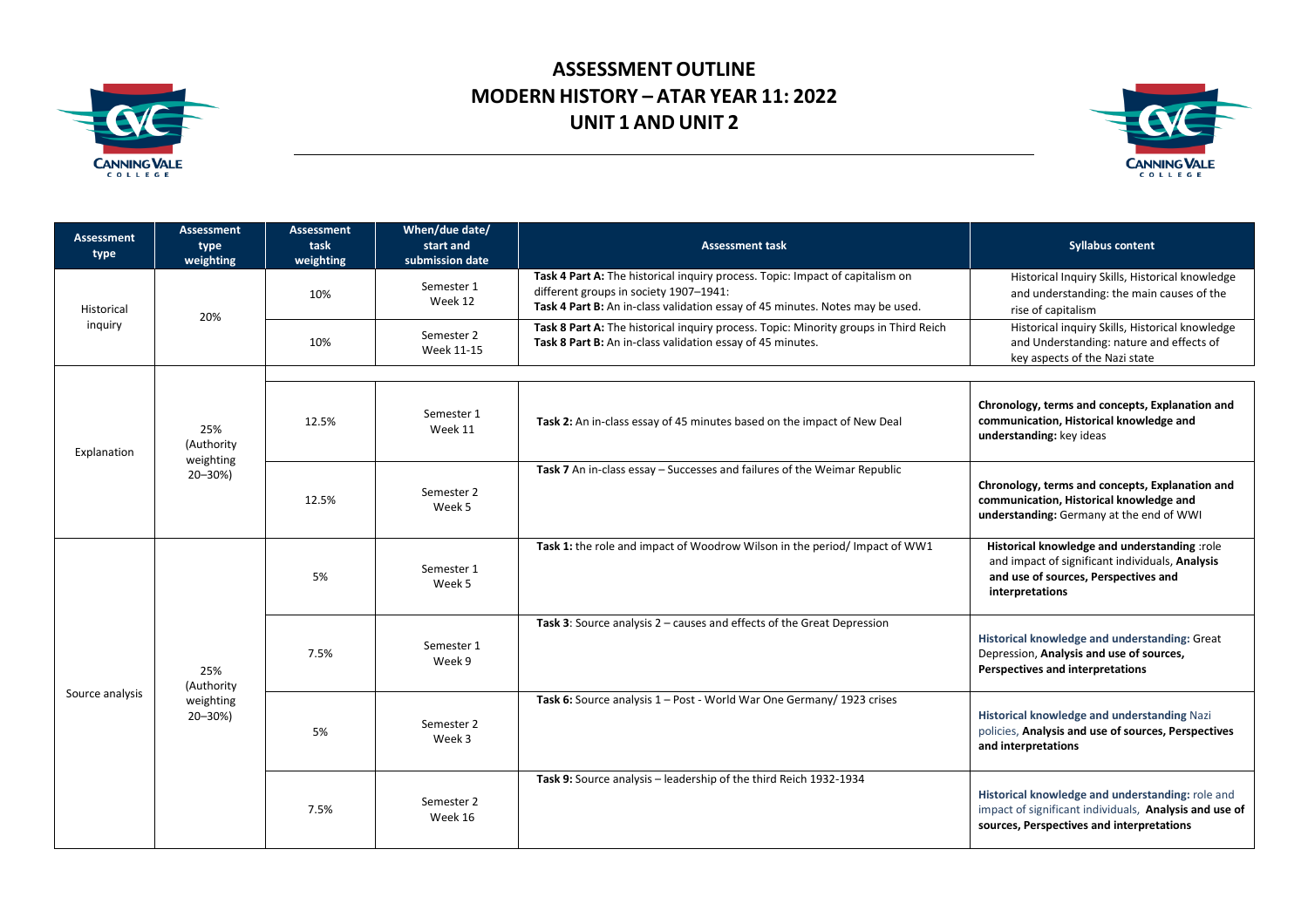# ASSESSMENT OUTLINE
# MODERN HISTORY – ATAR YEAR 11: 2022
# UNIT 1 AND UNIT 2

| Assessment type | Assessment type weighting | Assessment task weighting | When/due date/ start and submission date | Assessment task | Syllabus content |
|---|---|---|---|---|---|
| Historical inquiry | 20% | 10% | Semester 1 Week 12 | **Task 4 Part A:** The historical inquiry process. Topic: Impact of capitalism on different groups in society 1907–1941: **Task 4 Part B:** An in-class validation essay of 45 minutes. Notes may be used. | Historical Inquiry Skills, Historical knowledge and understanding: the main causes of the rise of capitalism |
| | | 10% | Semester 2 Week 11-15 | **Task 8 Part A:** The historical inquiry process. Topic: Minority groups in Third Reich **Task 8 Part B:** An in-class validation essay of 45 minutes. | Historical inquiry Skills, Historical knowledge and Understanding: nature and effects of key aspects of the Nazi state |
| Explanation | 25% (Authority weighting 20–30%) | 12.5% | Semester 1 Week 11 | **Task 2:** An in-class essay of 45 minutes based on the impact of New Deal | **Chronology, terms and concepts, Explanation and communication, Historical knowledge and understanding:** key ideas |
| | | 12.5% | Semester 2 Week 5 | **Task 7** An in-class essay – Successes and failures of the Weimar Republic | **Chronology, terms and concepts, Explanation and communication, Historical knowledge and understanding:** Germany at the end of WWI |
| Source analysis | 25% (Authority weighting 20–30%) | 5% | Semester 1 Week 5 | **Task 1:** the role and impact of Woodrow Wilson in the period/ Impact of WW1 | **Historical knowledge and understanding** :role and impact of significant individuals, **Analysis and use of sources, Perspectives and interpretations** |
| | | 7.5% | Semester 1 Week 9 | **Task 3**: Source analysis 2 – causes and effects of the Great Depression | **Historical knowledge and understanding:** Great Depression, **Analysis and use of sources, Perspectives and interpretations** |
| | | 5% | Semester 2 Week 3 | **Task 6:** Source analysis 1 – Post - World War One Germany/ 1923 crises | **Historical knowledge and understanding** Nazi policies, **Analysis and use of sources, Perspectives and interpretations** |
| | | 7.5% | Semester 2 Week 16 | **Task 9:** Source analysis – leadership of the third Reich 1932-1934 | **Historical knowledge and understanding:** role and impact of significant individuals, **Analysis and use of sources, Perspectives and interpretations** |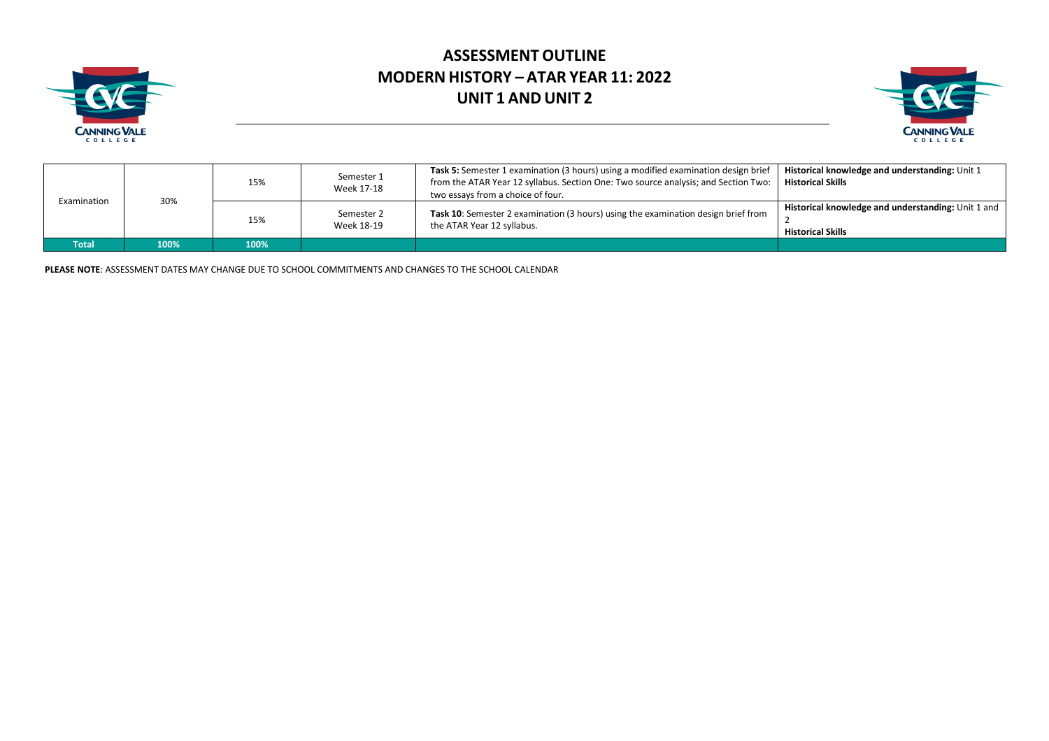# ASSESSMENT OUTLINE
# MODERN HISTORY – ATAR YEAR 11: 2022
# UNIT 1 AND UNIT 2

| | | | | | |
|---|---|---|---|---|---|
| Examination | 30% | 15% | Semester 1<br>Week 17-18 | **Task 5:** Semester 1 examination (3 hours) using a modified examination design brief from the ATAR Year 12 syllabus. Section One: Two source analysis; and Section Two: two essays from a choice of four. | **Historical knowledge and understanding:** Unit 1<br>**Historical Skills** |
| | | 15% | Semester 2<br>Week 18-19 | **Task 10**: Semester 2 examination (3 hours) using the examination design brief from the ATAR Year 12 syllabus. | **Historical knowledge and understanding:** Unit 1 and 2<br>**Historical Skills** |
| **Total** | **100%** | **100%** | | | |

**PLEASE NOTE**: ASSESSMENT DATES MAY CHANGE DUE TO SCHOOL COMMITMENTS AND CHANGES TO THE SCHOOL CALENDAR